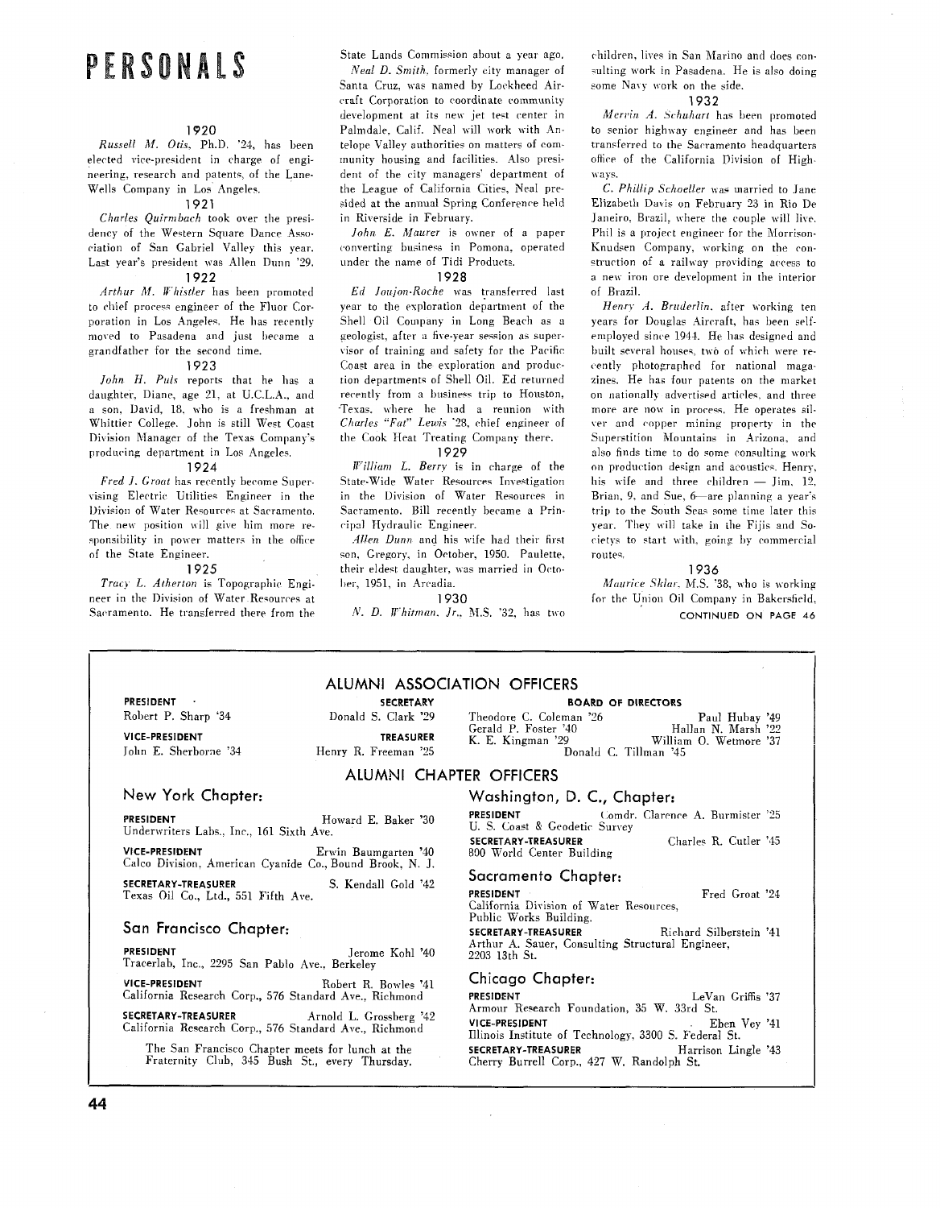# PERSONALS

### 1920

*Russell M. Otis*, Ph.D. '24, has been elected vice-president in charge of engineering, research and patents, of the Lane-Wells Company in Los Angeles.

### 1921

*Charles Quirmbach* took over the presidency of the Western Square Dance Association of San Gabriel Valley this year. Last year's president was Allen Dunn '29.

### 1922

*Arthur M. Whistler* has been promoted to chief process engineer of the Fluor Corporation in Los Angeles. He has recently moved to Pasadena and just became a grandfather for the second time.

### 1923

*John H. Puls* reports that he has a daughter, Diane, age 21, at U.C.L.A., and a son, David, 18, who is a freshman at Whittier College. John is still West Coast Division Manager of the Texas Company's producing department in Los Angeles.

### 1924

*Fred J. Groat* has recently become Supervising Electric Utilities Engineer in the Division of Water Resources at Sacramento. The new position will give him more responsibility in power matters in the office of the State Engineer.

### 1925

*Tracy L. Atherton* is Topographic Engineer in the Division of Water Resources at Sacramento. He transferred there from the State Lands Commission about a year ago.

*Neal D. Smith*, formerly city manager of Santa Cruz, was named by Lockheed Aircraft Corporation to coordinate community development at its new jet test center in Palmdale, Calif. Neal will work with Antelope Valley authorities on matters of community housing and facilities. Also president of the city managers' department of the League of California Cities, Neal presided at the annual Spring Conference held in Riverside in February.

*John E. Maurer* is owner of a paper converting business in Pomona, operated under the name of Tidi Products.

### 1928

*Ed Joujon-Roche* was transferred last year to the exploration department of the Shell Oil Company in Long Beach as a geologist, after a five-year session as supervisor of training and safety for the Pacific Coast area in the exploration and production departments of Shell Oil. Ed returned recently from a business trip to Houston, Texas, where he had a reunion with *Charles "Fat" Lewis* '28, chief engineer of the Cook Heat Treating Company there.

### 1929

*William L. Berry* is in charge of the State-Wide Water Resources Investigation in the Division of Water Resources in Sacramento. Bill recently became a Principal Hydraulic Engineer.

*Allen Dunn* and his wife had their first son, Gregory, in October, 1950. Paulette, their eldest daughter, was married in October, 1951, in Arcadia.

### 1930

*N. D. Whitman, Jr.*, M.S. '32, has two children, lives in San Marino and does consulting work in Pasadena. He is also doing some Navy work on the side.

### 1932

*Merrin A. Schuhart* has been promoted to senior highway engineer and has been transferred to the Sacramento headquarters office of the California Division of Highways.

*C. Phillip Schoeller* was married to Jane Elizabeth Davis on February 23 in Rio De Janeiro, Brazil, where the couple will live. Phil is a project engineer for the Morrison-Knudsen Company, working on the construction of a railway providing access to a new iron ore development in the interior of Brazil.

*Henry A. Bruderlin*, after working ten years for Douglas Aircraft, has been self-employed since 1944. He has designed and built several houses, two of which were recently photographed for national magazines. He has four patents on the market on nationally advertised articles, and three more are now in process. He operates silver and copper mining property in the Superstition Mountains in Arizona, and also finds time to do some consulting work on production design and acoustics. Henry, his wife and three children — Jim, 12, Brian, 9, and Sue, 6—are planning a year's trip to the South Seas some time later this year. They will take in the Fijis and Societys to start with, going by commercial routes.

### 1936

*Maurice Sklar*, M.S. '38, who is working for the Union Oil Company in Bakersfield,

CONTINUED ON PAGE 46

---

## ALUMNI ASSOCIATION OFFICERS

**PRESIDENT**
Robert P. Sharp '34

**VICE-PRESIDENT**
John E. Sherborne '34

**SECRETARY**
Donald S. Clark '29

**TREASURER**
Henry R. Freeman '25

**BOARD OF DIRECTORS**
Theodore C. Coleman '26
Paul Hubay '49
Gerald P. Foster '40
Hallan N. Marsh '22
K. E. Kingman '29
William O. Wetmore '37
Donald C. Tillman '45

## ALUMNI CHAPTER OFFICERS

### New York Chapter:

**PRESIDENT** Howard E. Baker '30
Underwriters Labs., Inc., 161 Sixth Ave.

**VICE-PRESIDENT** Erwin Baumgarten '40
Calco Division, American Cyanide Co., Bound Brook, N. J.

**SECRETARY-TREASURER** S. Kendall Gold '42
Texas Oil Co., Ltd., 551 Fifth Ave.

### San Francisco Chapter:

**PRESIDENT** Jerome Kohl '40
Tracerlab, Inc., 2295 San Pablo Ave., Berkeley

**VICE-PRESIDENT** Robert R. Bowles '41
California Research Corp., 576 Standard Ave., Richmond

**SECRETARY-TREASURER** Arnold L. Grossberg '42
California Research Corp., 576 Standard Ave., Richmond

The San Francisco Chapter meets for lunch at the Fraternity Club, 345 Bush St., every Thursday.

### Washington, D. C., Chapter:

**PRESIDENT** Comdr. Clarence A. Burmister '25
U. S. Coast & Geodetic Survey

**SECRETARY-TREASURER** Charles R. Cutler '45
800 World Center Building

### Sacramento Chapter:

**PRESIDENT** Fred Groat '24
California Division of Water Resources,
Public Works Building.

**SECRETARY-TREASURER** Richard Silberstein '41
Arthur A. Sauer, Consulting Structural Engineer,
2203 13th St.

### Chicago Chapter:

**PRESIDENT** LeVan Griffis '37
Armour Research Foundation, 35 W. 33rd St.

**VICE-PRESIDENT** Eben Vey '41
Illinois Institute of Technology, 3300 S. Federal St.

**SECRETARY-TREASURER** Harrison Lingle '43
Cherry Burrell Corp., 427 W. Randolph St.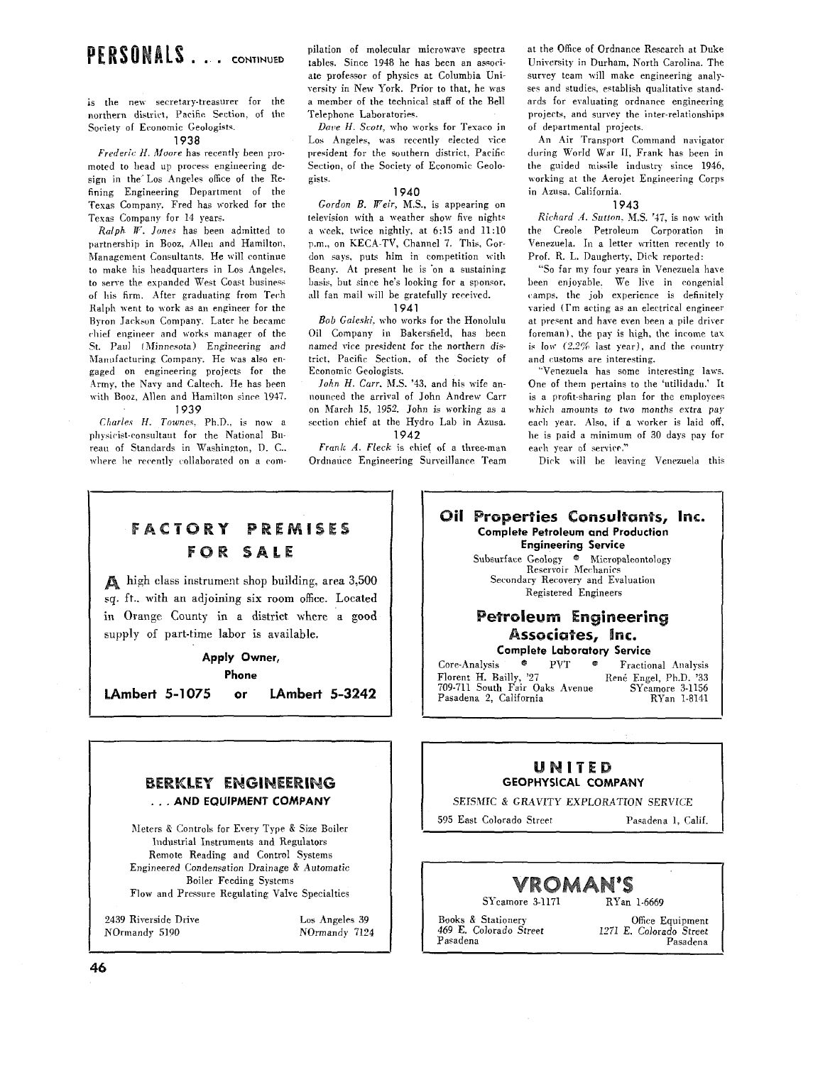# PERSONALS . . . CONTINUED

is the new secretary-treasurer for the northern district, Pacific Section, of the Society of Economic Geologists.

### 1938

*Frederic H. Moore* has recently been promoted to head up process engineering design in the Los Angeles office of the Refining Engineering Department of the Texas Company. Fred has worked for the Texas Company for 14 years.

*Ralph W. Jones* has been admitted to partnership in Booz, Allen and Hamilton, Management Consultants. He will continue to make his headquarters in Los Angeles, to serve the expanded West Coast business of his firm. After graduating from Tech Ralph went to work as an engineer for the Byron Jackson Company. Later he became chief engineer and works manager of the St. Paul (Minnesota) Engineering and Manufacturing Company. He was also engaged on engineering projects for the Army, the Navy and Caltech. He has been with Booz, Allen and Hamilton since 1947.

### 1939

*Charles H. Townes*, Ph.D., is now a physicist-consultant for the National Bureau of Standards in Washington, D. C., where he recently collaborated on a compilation of molecular microwave spectra tables. Since 1948 he has been an associate professor of physics at Columbia University in New York. Prior to that, he was a member of the technical staff of the Bell Telephone Laboratories.

*Dave H. Scott*, who works for Texaco in Los Angeles, was recently elected vice president for the southern district, Pacific Section, of the Society of Economic Geologists.

### 1940

*Gordon B. Weir*, M.S., is appearing on television with a weather show five nights a week, twice nightly, at 6:15 and 11:10 p.m., on KECA-TV, Channel 7. This, Gordon says, puts him in competition with Beany. At present he is on a sustaining basis, but since he's looking for a sponsor, all fan mail will be gratefully received.

### 1941

*Bob Galeski*, who works for the Honolulu Oil Company in Bakersfield, has been named vice president for the northern district, Pacific Section, of the Society of Economic Geologists.

*John H. Carr*, M.S. '43, and his wife announced the arrival of John Andrew Carr on March 15, 1952. John is working as a section chief at the Hydro Lab in Azusa.

### 1942

*Frank A. Fleck* is chief of a three-man Ordnance Engineering Surveillance Team at the Office of Ordnance Research at Duke University in Durham, North Carolina. The survey team will make engineering analyses and studies, establish qualitative standards for evaluating ordnance engineering projects, and survey the inter-relationships of departmental projects.

An Air Transport Command navigator during World War II, Frank has been in the guided missile industry since 1946, working at the Aerojet Engineering Corps in Azusa, California.

### 1943

*Richard A. Sutton*, M.S. '47, is now with the Creole Petroleum Corporation in Venezuela. In a letter written recently to Prof. R. L. Daugherty, Dick reported:

"So far my four years in Venezuela have been enjoyable. We live in congenial camps, the job experience is definitely varied (I'm acting as an electrical engineer at present and have even been a pile driver foreman), the pay is high, the income tax is low (2.2% last year), and the country and customs are interesting.

"Venezuela has some interesting laws. One of them pertains to the 'utilidadu.' It is a profit-sharing plan for the employees which amounts to two months extra pay each year. Also, if a worker is laid off, he is paid a minimum of 30 days pay for each year of service."

Dick will be leaving Venezuela this

---

**FACTORY PREMISES FOR SALE**

A high class instrument shop building, area 3,500 sq. ft., with an adjoining six room office. Located in Orange County in a district where a good supply of part-time labor is available.

**Apply Owner, Phone**

**LAmbert 5-1075 or LAmbert 5-3242**

---

**Oil Properties Consultants, Inc.**

**Complete Petroleum and Production Engineering Service**

Subsurface Geology • Micropaleontology
Reservoir Mechanics
Secondary Recovery and Evaluation
Registered Engineers

**Petroleum Engineering Associates, Inc.**

**Complete Laboratory Service**

Core-Analysis • PVT • Fractional Analysis

Florent H. Bailly, '27 — René Engel, Ph.D. '33
709-711 South Fair Oaks Avenue — SYcamore 3-1156
Pasadena 2, California — RYan 1-8141

---

**BERKLEY ENGINEERING . . . AND EQUIPMENT COMPANY**

Meters & Controls for Every Type & Size Boiler
Industrial Instruments and Regulators
Remote Reading and Control Systems
Engineered Condensation Drainage & Automatic Boiler Feeding Systems
Flow and Pressure Regulating Valve Specialties

2439 Riverside Drive — Los Angeles 39
NOrmandy 5190 — NOrmandy 7124

---

**UNITED GEOPHYSICAL COMPANY**

*SEISMIC & GRAVITY EXPLORATION SERVICE*

595 East Colorado Street — Pasadena 1, Calif.

---

**VROMAN'S**

SYcamore 3-1171 — RYan 1-6669

Books & Stationery — Office Equipment
*469 E. Colorado Street* — *1271 E. Colorado Street*
Pasadena — Pasadena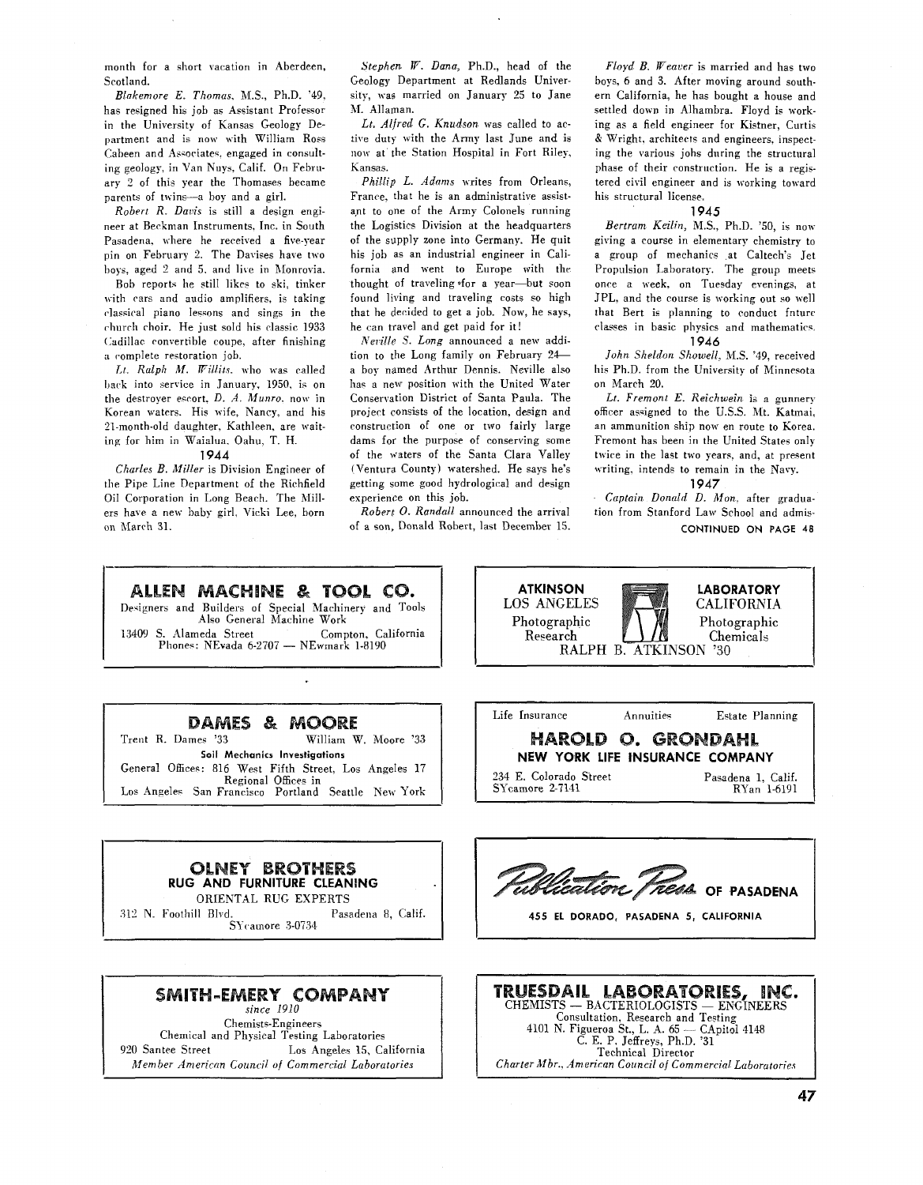month for a short vacation in Aberdeen, Scotland.

*Blakemore E. Thomas*, M.S., Ph.D. '49, has resigned his job as Assistant Professor in the University of Kansas Geology Department and is now with William Ross Cabeen and Associates, engaged in consulting geology, in Van Nuys, Calif. On February 2 of this year the Thomases became parents of twins—a boy and a girl.

*Robert R. Davis* is still a design engineer at Beckman Instruments, Inc. in South Pasadena, where he received a five-year pin on February 2. The Davises have two boys, aged 2 and 5, and live in Monrovia.

Bob reports he still likes to ski, tinker with cars and audio amplifiers, is taking classical piano lessons and sings in the church choir. He just sold his classic 1933 Cadillac convertible coupe, after finishing a complete restoration job.

*Lt. Ralph M. Willits*, who was called back into service in January, 1950, is on the destroyer escort, *D. A. Munro*, now in Korean waters. His wife, Nancy, and his 21-month-old daughter, Kathleen, are waiting for him in Waialua, Oahu, T. H.

### 1944

*Charles B. Miller* is Division Engineer of the Pipe Line Department of the Richfield Oil Corporation in Long Beach. The Millers have a new baby girl, Vicki Lee, born on March 31.

*Stephen W. Dana*, Ph.D., head of the Geology Department at Redlands University, was married on January 25 to Jane M. Allaman.

*Lt. Alfred G. Knudson* was called to active duty with the Army last June and is now at the Station Hospital in Fort Riley, Kansas.

*Phillip L. Adams* writes from Orleans, France, that he is an administrative assistant to one of the Army Colonels running the Logistics Division at the headquarters of the supply zone into Germany. He quit his job as an industrial engineer in California and went to Europe with the thought of traveling for a year—but soon found living and traveling costs so high that he decided to get a job. Now, he says, he can travel and get paid for it!

*Neville S. Long* announced a new addition to the Long family on February 24—a boy named Arthur Dennis. Neville also has a new position with the United Water Conservation District of Santa Paula. The project consists of the location, design and construction of one or two fairly large dams for the purpose of conserving some of the waters of the Santa Clara Valley (Ventura County) watershed. He says he's getting some good hydrological and design experience on this job.

*Robert O. Randall* announced the arrival of a son, Donald Robert, last December 15.

*Floyd B. Weaver* is married and has two boys, 6 and 3. After moving around southern California, he has bought a house and settled down in Alhambra. Floyd is working as a field engineer for Kistner, Curtis & Wright, architects and engineers, inspecting the various jobs during the structural phase of their construction. He is a registered civil engineer and is working toward his structural license.

### 1945

*Bertram Keilin*, M.S., Ph.D. '50, is now giving a course in elementary chemistry to a group of mechanics at Caltech's Jet Propulsion Laboratory. The group meets once a week, on Tuesday evenings, at JPL, and the course is working out so well that Bert is planning to conduct future classes in basic physics and mathematics.

### 1946

*John Sheldon Showell*, M.S. '49, received his Ph.D. from the University of Minnesota on March 20.

*Lt. Fremont E. Reichwein* is a gunnery officer assigned to the U.S.S. Mt. Katmai, an ammunition ship now en route to Korea. Fremont has been in the United States only twice in the last two years, and, at present writing, intends to remain in the Navy.

### 1947

*Captain Donald D. Mon*, after graduation from Stanford Law School and admis-

CONTINUED ON PAGE 48

---

**ALLEN MACHINE & TOOL CO.**
Designers and Builders of Special Machinery and Tools
Also General Machine Work
13409 S. Alameda Street — Compton, California
Phones: NEvada 6-2707 — NEwmark 1-8190

---

**ATKINSON LABORATORY**
LOS ANGELES — CALIFORNIA
Photographic Research — Photographic Chemicals
RALPH B. ATKINSON '30

---

**DAMES & MOORE**
Trent R. Dames '33 — William W. Moore '33
Soil Mechanics Investigations
General Offices: 816 West Fifth Street, Los Angeles 17
Regional Offices in
Los Angeles San Francisco Portland Seattle New York

---

Life Insurance — Annuities — Estate Planning
**HAROLD O. GRONDAHL**
**NEW YORK LIFE INSURANCE COMPANY**
234 E. Colorado Street — Pasadena 1, Calif.
SYcamore 2-7141 — RYan 1-6191

---

**OLNEY BROTHERS**
**RUG AND FURNITURE CLEANING**
ORIENTAL RUG EXPERTS
312 N. Foothill Blvd. — Pasadena 8, Calif.
SYcamore 3-0734

---

**Publication Press OF PASADENA**
455 EL DORADO, PASADENA 5, CALIFORNIA

---

**SMITH-EMERY COMPANY**
*since 1910*
Chemists-Engineers
Chemical and Physical Testing Laboratories
920 Santee Street — Los Angeles 15, California
*Member American Council of Commercial Laboratories*

---

**TRUESDAIL LABORATORIES, INC.**
CHEMISTS — BACTERIOLOGISTS — ENGINEERS
Consultation, Research and Testing
4101 N. Figueroa St., L. A. 65 — CApitol 4148
C. E. P. Jeffreys, Ph.D. '31
Technical Director
*Charter Mbr., American Council of Commercial Laboratories*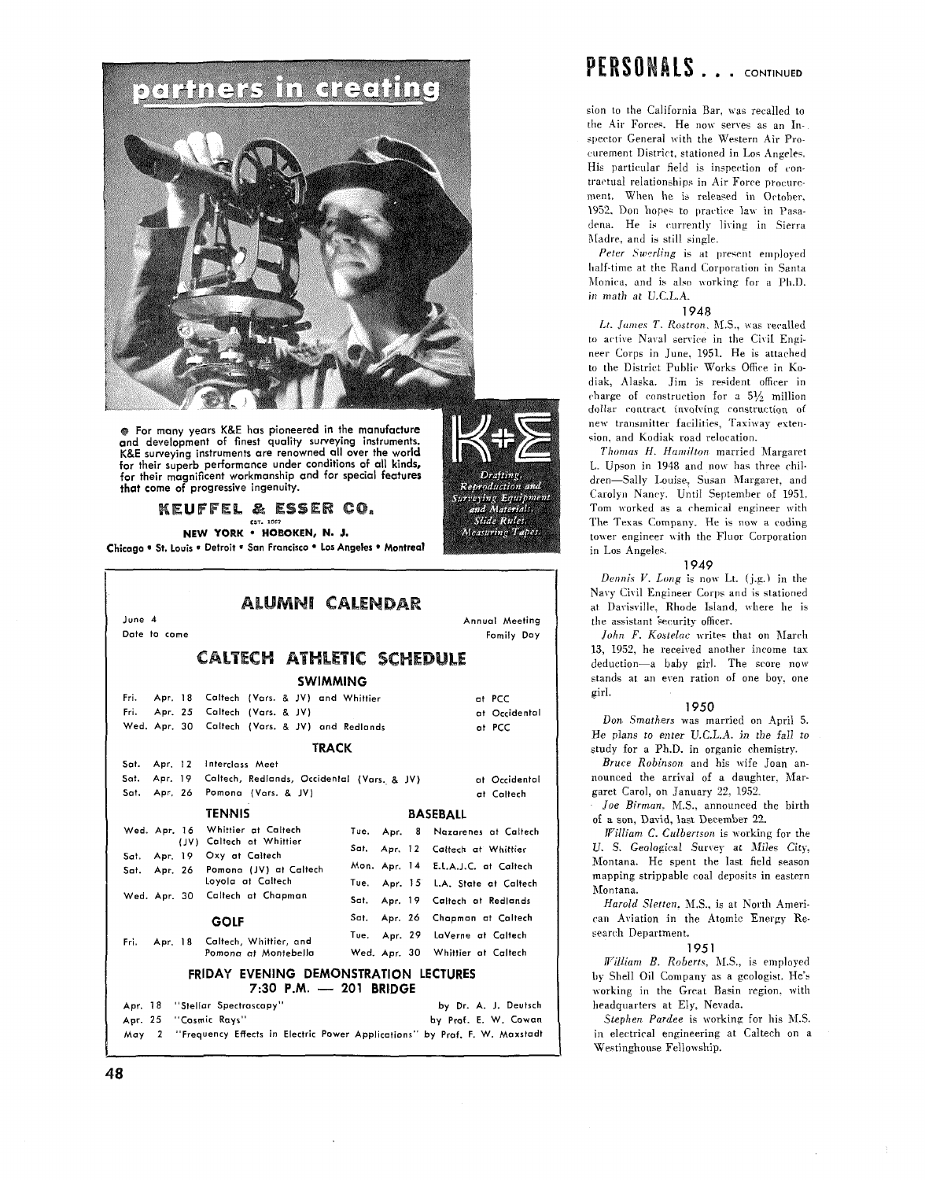## partners in creating

For many years K&E has pioneered in the manufacture and development of finest quality surveying instruments. K&E surveying instruments are renowned all over the world for their superb performance under conditions of all kinds, for their magnificent workmanship and for special features that come of progressive ingenuity.

**KEUFFEL & ESSER CO.**

EST. 1867

**NEW YORK • HOBOKEN, N. J.**

Chicago • St. Louis • Detroit • San Francisco • Los Angeles • Montreal

K+E

*Drafting, Reproduction and Surveying Equipment and Materials, Slide Rules, Measuring Tapes.*

## ALUMNI CALENDAR

| | |
|---|---|
| June 4 | Annual Meeting |
| Date to come | Family Day |

## CALTECH ATHLETIC SCHEDULE

### SWIMMING

| | | | |
|---|---|---|---|
| Fri. | Apr. 18 | Caltech (Vars. & JV) and Whittier | at PCC |
| Fri. | Apr. 25 | Caltech (Vars. & JV) | at Occidental |
| Wed. | Apr. 30 | Caltech (Vars. & JV) and Redlands | at PCC |

### TRACK

| | | | |
|---|---|---|---|
| Sat. | Apr. 12 | Interclass Meet | |
| Sat. | Apr. 19 | Caltech, Redlands, Occidental (Vars. & JV) | at Occidental |
| Sat. | Apr. 26 | Pomona (Vars. & JV) | at Caltech |

### TENNIS

| | | |
|---|---|---|
| Wed. | Apr. 16 | Whittier at Caltech |
| | (JV) | Caltech at Whittier |
| Sat. | Apr. 19 | Oxy at Caltech |
| Sat. | Apr. 26 | Pomona (JV) at Caltech |
| | | Loyola at Caltech |
| Wed. | Apr. 30 | Caltech at Chapman |

### GOLF

| | | |
|---|---|---|
| Fri. | Apr. 18 | Caltech, Whittier, and Pomona at Montebello |

### BASEBALL

| | | |
|---|---|---|
| Tue. | Apr. 8 | Nazarenes at Caltech |
| Sat. | Apr. 12 | Caltech at Whittier |
| Mon. | Apr. 14 | E.L.A.J.C. at Caltech |
| Tue. | Apr. 15 | L.A. State at Caltech |
| Sat. | Apr. 19 | Caltech at Redlands |
| Sat. | Apr. 26 | Chapman at Caltech |
| Tue. | Apr. 29 | LaVerne at Caltech |
| Wed. | Apr. 30 | Whittier at Caltech |

### FRIDAY EVENING DEMONSTRATION LECTURES
### 7:30 P.M. — 201 BRIDGE

| | | |
|---|---|---|
| Apr. 18 | "Stellar Spectroscopy" | by Dr. A. J. Deutsch |
| Apr. 25 | "Cosmic Rays" | by Prof. E. W. Cowan |
| May 2 | "Frequency Effects in Electric Power Applications" | by Prof. F. W. Maxstadt |

## PERSONALS . . . CONTINUED

sion to the California Bar, was recalled to the Air Forces. He now serves as an Inspector General with the Western Air Procurement District, stationed in Los Angeles. His particular field is inspection of contractual relationships in Air Force procurement. When he is released in October, 1952, Don hopes to practice law in Pasadena. He is currently living in Sierra Madre, and is still single.

*Peter Swerling* is at present employed half-time at the Rand Corporation in Santa Monica, and is also working for a Ph.D. in math at U.C.L.A.

### 1948

*Lt. James T. Rostron*, M.S., was recalled to active Naval service in the Civil Engineer Corps in June, 1951. He is attached to the District Public Works Office in Kodiak, Alaska. Jim is resident officer in charge of construction for a 5½ million dollar contract involving construction of new transmitter facilities, Taxiway extension, and Kodiak road relocation.

*Thomas H. Hamilton* married Margaret L. Upson in 1948 and now has three children—Sally Louise, Susan Margaret, and Carolyn Nancy. Until September of 1951, Tom worked as a chemical engineer with The Texas Company. He is now a coding tower engineer with the Fluor Corporation in Los Angeles.

### 1949

*Dennis V. Long* is now Lt. (j.g.) in the Navy Civil Engineer Corps and is stationed at Davisville, Rhode Island, where he is the assistant security officer.

*John F. Kostelac* writes that on March 13, 1952, he received another income tax deduction—a baby girl. The score now stands at an even ration of one boy, one girl.

### 1950

*Don Smathers* was married on April 5. He plans to enter U.C.L.A. in the fall to study for a Ph.D. in organic chemistry.

*Bruce Robinson* and his wife Joan announced the arrival of a daughter, Margaret Carol, on January 22, 1952.

*Joe Birman*, M.S., announced the birth of a son, David, last December 22.

*William C. Culbertson* is working for the U. S. Geological Survey at Miles City, Montana. He spent the last field season mapping strippable coal deposits in eastern Montana.

*Harold Sletten*, M.S., is at North American Aviation in the Atomic Energy Research Department.

### 1951

*William B. Roberts*, M.S., is employed by Shell Oil Company as a geologist. He's working in the Great Basin region, with headquarters at Ely, Nevada.

*Stephen Pardee* is working for his M.S. in electrical engineering at Caltech on a Westinghouse Fellowship.